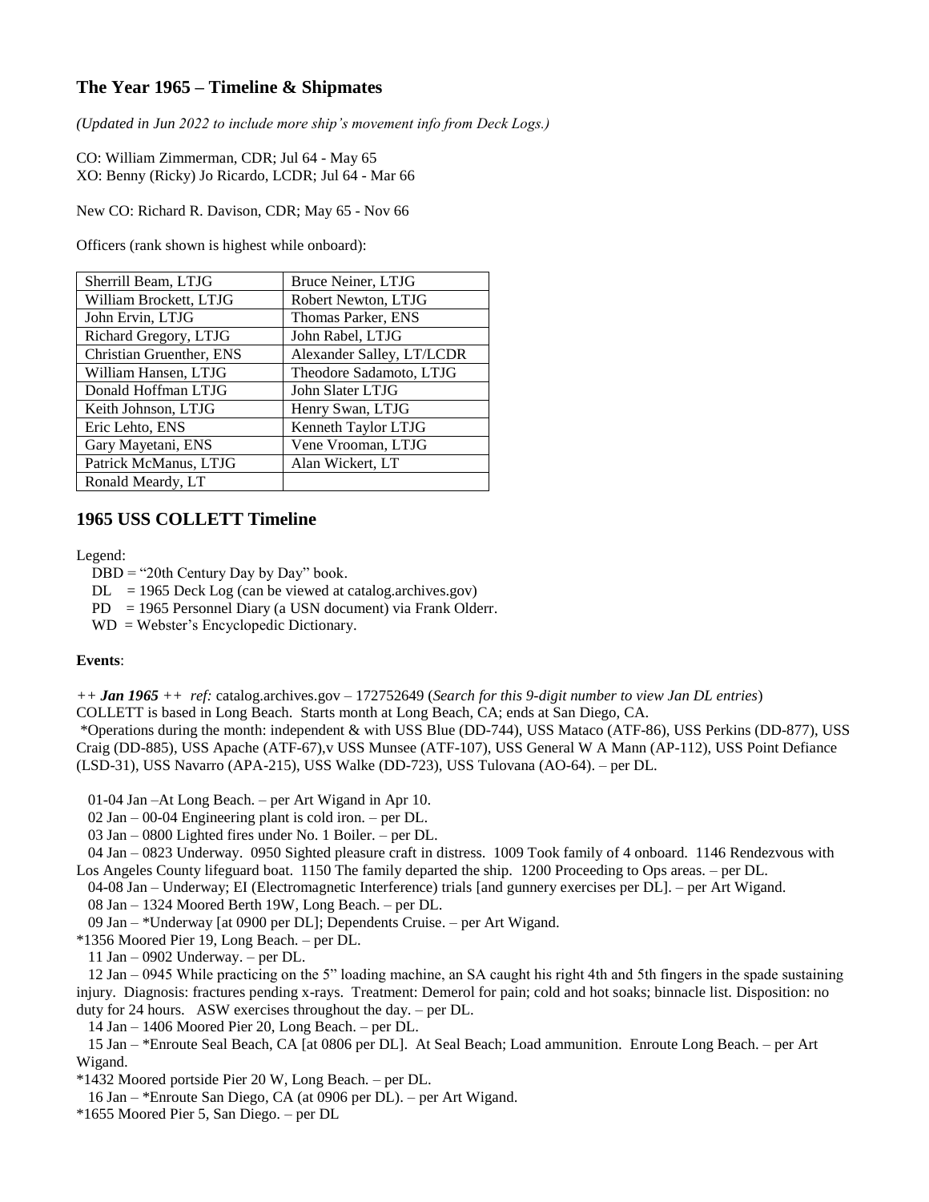## The Year 1965 – Timeline & Shipmates

*(Updated in Jun 2022 to include more ship's movement info from Deck Logs.)*

CO: William Zimmerman, CDR; Jul 64 - May 65
XO: Benny (Ricky) Jo Ricardo, LCDR; Jul 64 - Mar 66

New CO: Richard R. Davison, CDR; May 65 - Nov 66

Officers (rank shown is highest while onboard):

| | |
|---|---|
| Sherrill Beam, LTJG | Bruce Neiner, LTJG |
| William Brockett, LTJG | Robert Newton, LTJG |
| John Ervin, LTJG | Thomas Parker, ENS |
| Richard Gregory, LTJG | John Rabel, LTJG |
| Christian Gruenther, ENS | Alexander Salley, LT/LCDR |
| William Hansen, LTJG | Theodore Sadamoto, LTJG |
| Donald Hoffman LTJG | John Slater LTJG |
| Keith Johnson, LTJG | Henry Swan, LTJG |
| Eric Lehto, ENS | Kenneth Taylor LTJG |
| Gary Mayetani, ENS | Vene Vrooman, LTJG |
| Patrick McManus, LTJG | Alan Wickert, LT |
| Ronald Meardy, LT | |

## 1965 USS COLLETT Timeline

Legend:

DBD = "20th Century Day by Day" book.
DL = 1965 Deck Log (can be viewed at catalog.archives.gov)
PD = 1965 Personnel Diary (a USN document) via Frank Olderr.
WD = Webster's Encyclopedic Dictionary.

**Events**:

*++ **Jan 1965** ++ ref:* catalog.archives.gov – 172752649 (*Search for this 9-digit number to view Jan DL entries*)
COLLETT is based in Long Beach. Starts month at Long Beach, CA; ends at San Diego, CA.
*Operations during the month: independent & with USS Blue (DD-744), USS Mataco (ATF-86), USS Perkins (DD-877), USS Craig (DD-885), USS Apache (ATF-67),v USS Munsee (ATF-107), USS General W A Mann (AP-112), USS Point Defiance (LSD-31), USS Navarro (APA-215), USS Walke (DD-723), USS Tulovana (AO-64). – per DL.

01-04 Jan –At Long Beach. – per Art Wigand in Apr 10.

02 Jan – 00-04 Engineering plant is cold iron. – per DL.

03 Jan – 0800 Lighted fires under No. 1 Boiler. – per DL.

04 Jan – 0823 Underway. 0950 Sighted pleasure craft in distress. 1009 Took family of 4 onboard. 1146 Rendezvous with Los Angeles County lifeguard boat. 1150 The family departed the ship. 1200 Proceeding to Ops areas. – per DL.

04-08 Jan – Underway; EI (Electromagnetic Interference) trials [and gunnery exercises per DL]. – per Art Wigand.

08 Jan – 1324 Moored Berth 19W, Long Beach. – per DL.

09 Jan – *Underway [at 0900 per DL]; Dependents Cruise. – per Art Wigand.
*1356 Moored Pier 19, Long Beach. – per DL.

11 Jan – 0902 Underway. – per DL.

12 Jan – 0945 While practicing on the 5" loading machine, an SA caught his right 4th and 5th fingers in the spade sustaining injury. Diagnosis: fractures pending x-rays. Treatment: Demerol for pain; cold and hot soaks; binnacle list. Disposition: no duty for 24 hours. ASW exercises throughout the day. – per DL.

14 Jan – 1406 Moored Pier 20, Long Beach. – per DL.

15 Jan – *Enroute Seal Beach, CA [at 0806 per DL]. At Seal Beach; Load ammunition. Enroute Long Beach. – per Art Wigand.
*1432 Moored portside Pier 20 W, Long Beach. – per DL.

16 Jan – *Enroute San Diego, CA (at 0906 per DL). – per Art Wigand.
*1655 Moored Pier 5, San Diego. – per DL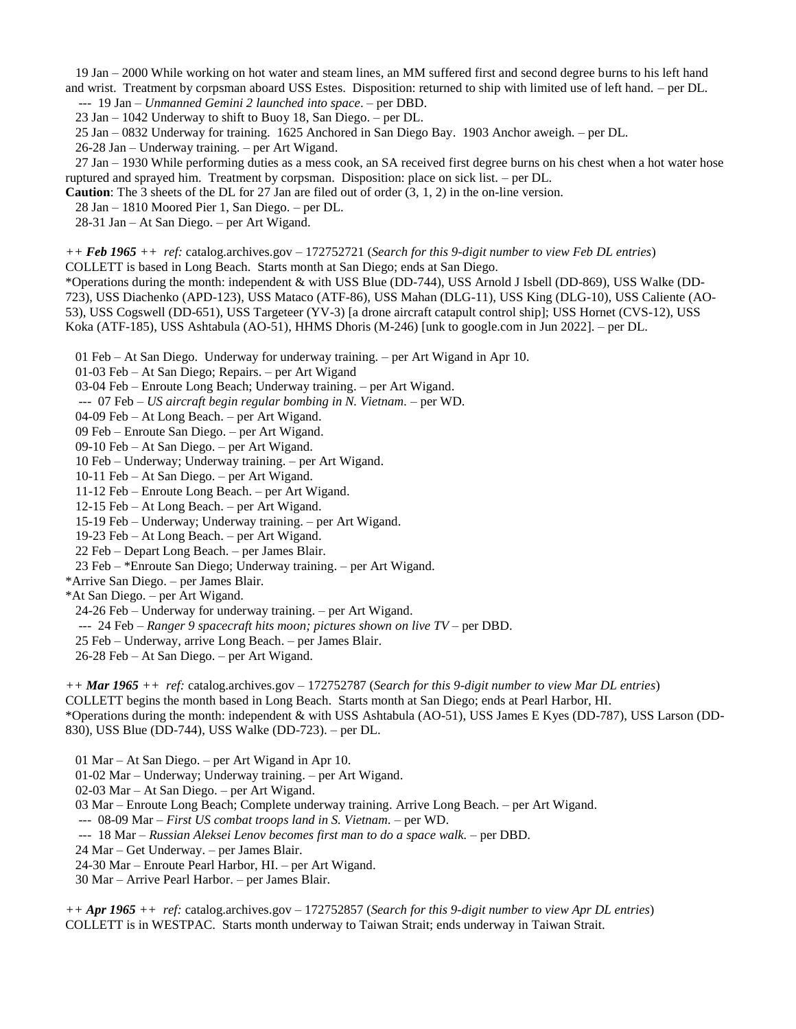19 Jan – 2000 While working on hot water and steam lines, an MM suffered first and second degree burns to his left hand and wrist. Treatment by corpsman aboard USS Estes. Disposition: returned to ship with limited use of left hand. – per DL.

--- 19 Jan – *Unmanned Gemini 2 launched into space*. – per DBD.

23 Jan – 1042 Underway to shift to Buoy 18, San Diego. – per DL.

25 Jan – 0832 Underway for training. 1625 Anchored in San Diego Bay. 1903 Anchor aweigh. – per DL.

26-28 Jan – Underway training. – per Art Wigand.

27 Jan – 1930 While performing duties as a mess cook, an SA received first degree burns on his chest when a hot water hose ruptured and sprayed him. Treatment by corpsman. Disposition: place on sick list. – per DL.

**Caution**: The 3 sheets of the DL for 27 Jan are filed out of order (3, 1, 2) in the on-line version.

28 Jan – 1810 Moored Pier 1, San Diego. – per DL.

28-31 Jan – At San Diego. – per Art Wigand.

*++ **Feb 1965** ++ ref:* catalog.archives.gov – 172752721 (*Search for this 9-digit number to view Feb DL entries*)
COLLETT is based in Long Beach. Starts month at San Diego; ends at San Diego.
*Operations during the month: independent & with USS Blue (DD-744), USS Arnold J Isbell (DD-869), USS Walke (DD-723), USS Diachenko (APD-123), USS Mataco (ATF-86), USS Mahan (DLG-11), USS King (DLG-10), USS Caliente (AO-53), USS Cogswell (DD-651), USS Targeteer (YV-3) [a drone aircraft catapult control ship]; USS Hornet (CVS-12), USS Koka (ATF-185), USS Ashtabula (AO-51), HHMS Dhoris (M-246) [unk to google.com in Jun 2022]. – per DL.

01 Feb – At San Diego. Underway for underway training. – per Art Wigand in Apr 10.

01-03 Feb – At San Diego; Repairs. – per Art Wigand

03-04 Feb – Enroute Long Beach; Underway training. – per Art Wigand.

--- 07 Feb – *US aircraft begin regular bombing in N. Vietnam*. – per WD.

04-09 Feb – At Long Beach. – per Art Wigand.

09 Feb – Enroute San Diego. – per Art Wigand.

09-10 Feb – At San Diego. – per Art Wigand.

10 Feb – Underway; Underway training. – per Art Wigand.

10-11 Feb – At San Diego. – per Art Wigand.

11-12 Feb – Enroute Long Beach. – per Art Wigand.

12-15 Feb – At Long Beach. – per Art Wigand.

15-19 Feb – Underway; Underway training. – per Art Wigand.

19-23 Feb – At Long Beach. – per Art Wigand.

22 Feb – Depart Long Beach. – per James Blair.

23 Feb – *Enroute San Diego; Underway training. – per Art Wigand.
*Arrive San Diego. – per James Blair.
*At San Diego. – per Art Wigand.

24-26 Feb – Underway for underway training. – per Art Wigand.

--- 24 Feb – *Ranger 9 spacecraft hits moon; pictures shown on live TV* – per DBD.

25 Feb – Underway, arrive Long Beach. – per James Blair.

26-28 Feb – At San Diego. – per Art Wigand.

*++ **Mar 1965** ++ ref:* catalog.archives.gov – 172752787 (*Search for this 9-digit number to view Mar DL entries*)
COLLETT begins the month based in Long Beach. Starts month at San Diego; ends at Pearl Harbor, HI.
*Operations during the month: independent & with USS Ashtabula (AO-51), USS James E Kyes (DD-787), USS Larson (DD-830), USS Blue (DD-744), USS Walke (DD-723). – per DL.

01 Mar – At San Diego. – per Art Wigand in Apr 10.

01-02 Mar – Underway; Underway training. – per Art Wigand.

02-03 Mar – At San Diego. – per Art Wigand.

03 Mar – Enroute Long Beach; Complete underway training. Arrive Long Beach. – per Art Wigand.

--- 08-09 Mar – *First US combat troops land in S. Vietnam*. – per WD.

--- 18 Mar – *Russian Aleksei Lenov becomes first man to do a space walk.* – per DBD.

24 Mar – Get Underway. – per James Blair.

24-30 Mar – Enroute Pearl Harbor, HI. – per Art Wigand.

30 Mar – Arrive Pearl Harbor. – per James Blair.

*++ **Apr 1965** ++ ref:* catalog.archives.gov – 172752857 (*Search for this 9-digit number to view Apr DL entries*)
COLLETT is in WESTPAC. Starts month underway to Taiwan Strait; ends underway in Taiwan Strait.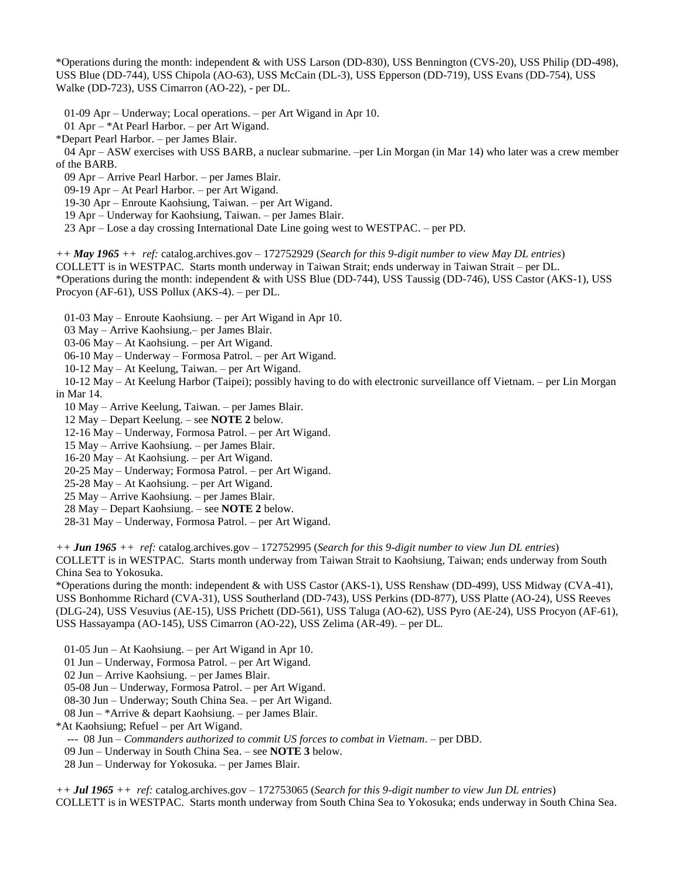*Operations during the month: independent & with USS Larson (DD-830), USS Bennington (CVS-20), USS Philip (DD-498), USS Blue (DD-744), USS Chipola (AO-63), USS McCain (DL-3), USS Epperson (DD-719), USS Evans (DD-754), USS Walke (DD-723), USS Cimarron (AO-22), - per DL.

01-09 Apr – Underway; Local operations. – per Art Wigand in Apr 10.
01 Apr – *At Pearl Harbor. – per Art Wigand.
*Depart Pearl Harbor. – per James Blair.
04 Apr – ASW exercises with USS BARB, a nuclear submarine. –per Lin Morgan (in Mar 14) who later was a crew member of the BARB.
09 Apr – Arrive Pearl Harbor. – per James Blair.
09-19 Apr – At Pearl Harbor. – per Art Wigand.
19-30 Apr – Enroute Kaohsiung, Taiwan. – per Art Wigand.
19 Apr – Underway for Kaohsiung, Taiwan. – per James Blair.
23 Apr – Lose a day crossing International Date Line going west to WESTPAC. – per PD.

*++ **May 1965** ++ ref:* catalog.archives.gov – 172752929 (*Search for this 9-digit number to view May DL entries*)
COLLETT is in WESTPAC. Starts month underway in Taiwan Strait; ends underway in Taiwan Strait – per DL.
*Operations during the month: independent & with USS Blue (DD-744), USS Taussig (DD-746), USS Castor (AKS-1), USS Procyon (AF-61), USS Pollux (AKS-4). – per DL.

01-03 May – Enroute Kaohsiung. – per Art Wigand in Apr 10.
03 May – Arrive Kaohsiung.– per James Blair.
03-06 May – At Kaohsiung. – per Art Wigand.
06-10 May – Underway – Formosa Patrol. – per Art Wigand.
10-12 May – At Keelung, Taiwan. – per Art Wigand.
10-12 May – At Keelung Harbor (Taipei); possibly having to do with electronic surveillance off Vietnam. – per Lin Morgan in Mar 14.
10 May – Arrive Keelung, Taiwan. – per James Blair.
12 May – Depart Keelung. – see **NOTE 2** below.
12-16 May – Underway, Formosa Patrol. – per Art Wigand.
15 May – Arrive Kaohsiung. – per James Blair.
16-20 May – At Kaohsiung. – per Art Wigand.
20-25 May – Underway; Formosa Patrol. – per Art Wigand.
25-28 May – At Kaohsiung. – per Art Wigand.
25 May – Arrive Kaohsiung. – per James Blair.
28 May – Depart Kaohsiung. – see **NOTE 2** below.
28-31 May – Underway, Formosa Patrol. – per Art Wigand.

*++ **Jun 1965** ++ ref:* catalog.archives.gov – 172752995 (*Search for this 9-digit number to view Jun DL entries*)
COLLETT is in WESTPAC. Starts month underway from Taiwan Strait to Kaohsiung, Taiwan; ends underway from South China Sea to Yokosuka.
*Operations during the month: independent & with USS Castor (AKS-1), USS Renshaw (DD-499), USS Midway (CVA-41), USS Bonhomme Richard (CVA-31), USS Southerland (DD-743), USS Perkins (DD-877), USS Platte (AO-24), USS Reeves (DLG-24), USS Vesuvius (AE-15), USS Prichett (DD-561), USS Taluga (AO-62), USS Pyro (AE-24), USS Procyon (AF-61), USS Hassayampa (AO-145), USS Cimarron (AO-22), USS Zelima (AR-49). – per DL.

01-05 Jun – At Kaohsiung. – per Art Wigand in Apr 10.
01 Jun – Underway, Formosa Patrol. – per Art Wigand.
02 Jun – Arrive Kaohsiung. – per James Blair.
05-08 Jun – Underway, Formosa Patrol. – per Art Wigand.
08-30 Jun – Underway; South China Sea. – per Art Wigand.
08 Jun – *Arrive & depart Kaohsiung. – per James Blair.
*At Kaohsiung; Refuel – per Art Wigand.
--- 08 Jun – *Commanders authorized to commit US forces to combat in Vietnam*. – per DBD.
09 Jun – Underway in South China Sea. – see **NOTE 3** below.
28 Jun – Underway for Yokosuka. – per James Blair.

*++ **Jul 1965** ++ ref:* catalog.archives.gov – 172753065 (*Search for this 9-digit number to view Jun DL entries*)
COLLETT is in WESTPAC. Starts month underway from South China Sea to Yokosuka; ends underway in South China Sea.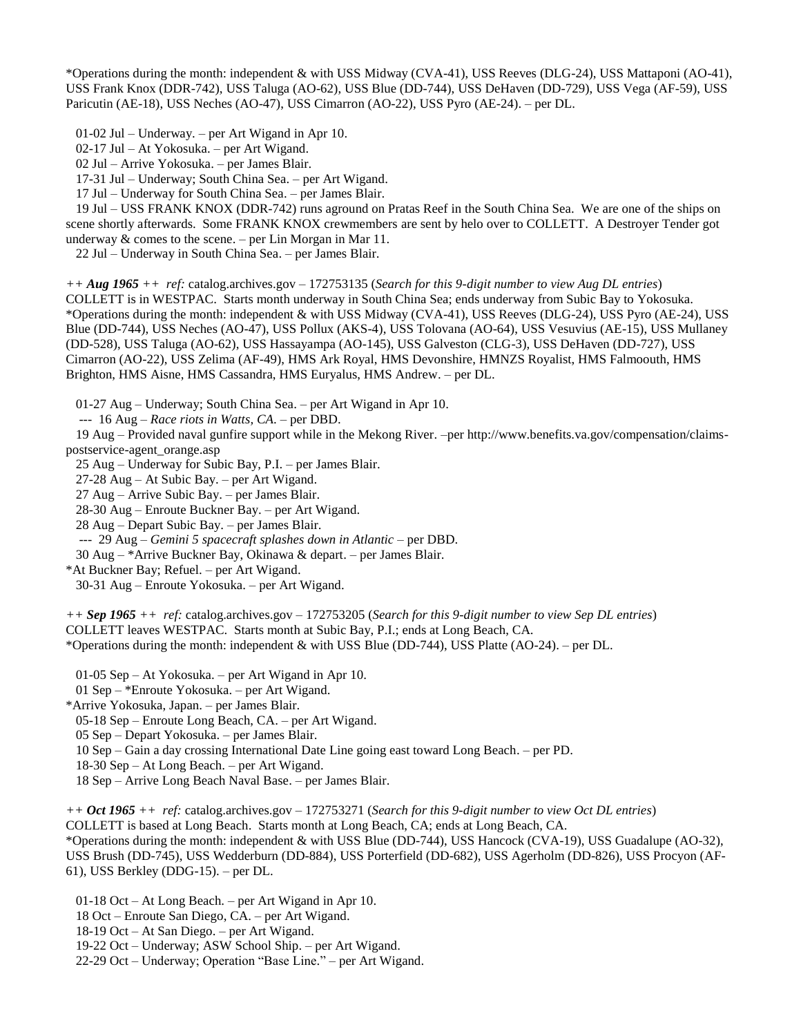*Operations during the month: independent & with USS Midway (CVA-41), USS Reeves (DLG-24), USS Mattaponi (AO-41), USS Frank Knox (DDR-742), USS Taluga (AO-62), USS Blue (DD-744), USS DeHaven (DD-729), USS Vega (AF-59), USS Paricutin (AE-18), USS Neches (AO-47), USS Cimarron (AO-22), USS Pyro (AE-24). – per DL.

01-02 Jul – Underway. – per Art Wigand in Apr 10.
02-17 Jul – At Yokosuka. – per Art Wigand.
02 Jul – Arrive Yokosuka. – per James Blair.
17-31 Jul – Underway; South China Sea. – per Art Wigand.
17 Jul – Underway for South China Sea. – per James Blair.
19 Jul – USS FRANK KNOX (DDR-742) runs aground on Pratas Reef in the South China Sea. We are one of the ships on scene shortly afterwards. Some FRANK KNOX crewmembers are sent by helo over to COLLETT. A Destroyer Tender got underway & comes to the scene. – per Lin Morgan in Mar 11.
22 Jul – Underway in South China Sea. – per James Blair.

*++ **Aug 1965** ++ ref:* catalog.archives.gov – 172753135 (*Search for this 9-digit number to view Aug DL entries*)
COLLETT is in WESTPAC. Starts month underway in South China Sea; ends underway from Subic Bay to Yokosuka.
*Operations during the month: independent & with USS Midway (CVA-41), USS Reeves (DLG-24), USS Pyro (AE-24), USS Blue (DD-744), USS Neches (AO-47), USS Pollux (AKS-4), USS Tolovana (AO-64), USS Vesuvius (AE-15), USS Mullaney (DD-528), USS Taluga (AO-62), USS Hassayampa (AO-145), USS Galveston (CLG-3), USS DeHaven (DD-727), USS Cimarron (AO-22), USS Zelima (AF-49), HMS Ark Royal, HMS Devonshire, HMNZS Royalist, HMS Falmoouth, HMS Brighton, HMS Aisne, HMS Cassandra, HMS Euryalus, HMS Andrew. – per DL.

01-27 Aug – Underway; South China Sea. – per Art Wigand in Apr 10.
--- 16 Aug – *Race riots in Watts, CA.* – per DBD.
19 Aug – Provided naval gunfire support while in the Mekong River. –per http://www.benefits.va.gov/compensation/claims-postservice-agent_orange.asp
25 Aug – Underway for Subic Bay, P.I. – per James Blair.
27-28 Aug – At Subic Bay. – per Art Wigand.
27 Aug – Arrive Subic Bay. – per James Blair.
28-30 Aug – Enroute Buckner Bay. – per Art Wigand.
28 Aug – Depart Subic Bay. – per James Blair.
--- 29 Aug – *Gemini 5 spacecraft splashes down in Atlantic* – per DBD.
30 Aug – *Arrive Buckner Bay, Okinawa & depart. – per James Blair.
*At Buckner Bay; Refuel. – per Art Wigand.
30-31 Aug – Enroute Yokosuka. – per Art Wigand.

*++ **Sep 1965** ++ ref:* catalog.archives.gov – 172753205 (*Search for this 9-digit number to view Sep DL entries*)
COLLETT leaves WESTPAC. Starts month at Subic Bay, P.I.; ends at Long Beach, CA.
*Operations during the month: independent & with USS Blue (DD-744), USS Platte (AO-24). – per DL.

01-05 Sep – At Yokosuka. – per Art Wigand in Apr 10.
01 Sep – *Enroute Yokosuka. – per Art Wigand.
*Arrive Yokosuka, Japan. – per James Blair.
05-18 Sep – Enroute Long Beach, CA. – per Art Wigand.
05 Sep – Depart Yokosuka. – per James Blair.
10 Sep – Gain a day crossing International Date Line going east toward Long Beach. – per PD.
18-30 Sep – At Long Beach. – per Art Wigand.
18 Sep – Arrive Long Beach Naval Base. – per James Blair.

*++ **Oct 1965** ++ ref:* catalog.archives.gov – 172753271 (*Search for this 9-digit number to view Oct DL entries*)
COLLETT is based at Long Beach. Starts month at Long Beach, CA; ends at Long Beach, CA.
*Operations during the month: independent & with USS Blue (DD-744), USS Hancock (CVA-19), USS Guadalupe (AO-32), USS Brush (DD-745), USS Wedderburn (DD-884), USS Porterfield (DD-682), USS Agerholm (DD-826), USS Procyon (AF-61), USS Berkley (DDG-15). – per DL.

01-18 Oct – At Long Beach. – per Art Wigand in Apr 10.
18 Oct – Enroute San Diego, CA. – per Art Wigand.
18-19 Oct – At San Diego. – per Art Wigand.
19-22 Oct – Underway; ASW School Ship. – per Art Wigand.
22-29 Oct – Underway; Operation "Base Line." – per Art Wigand.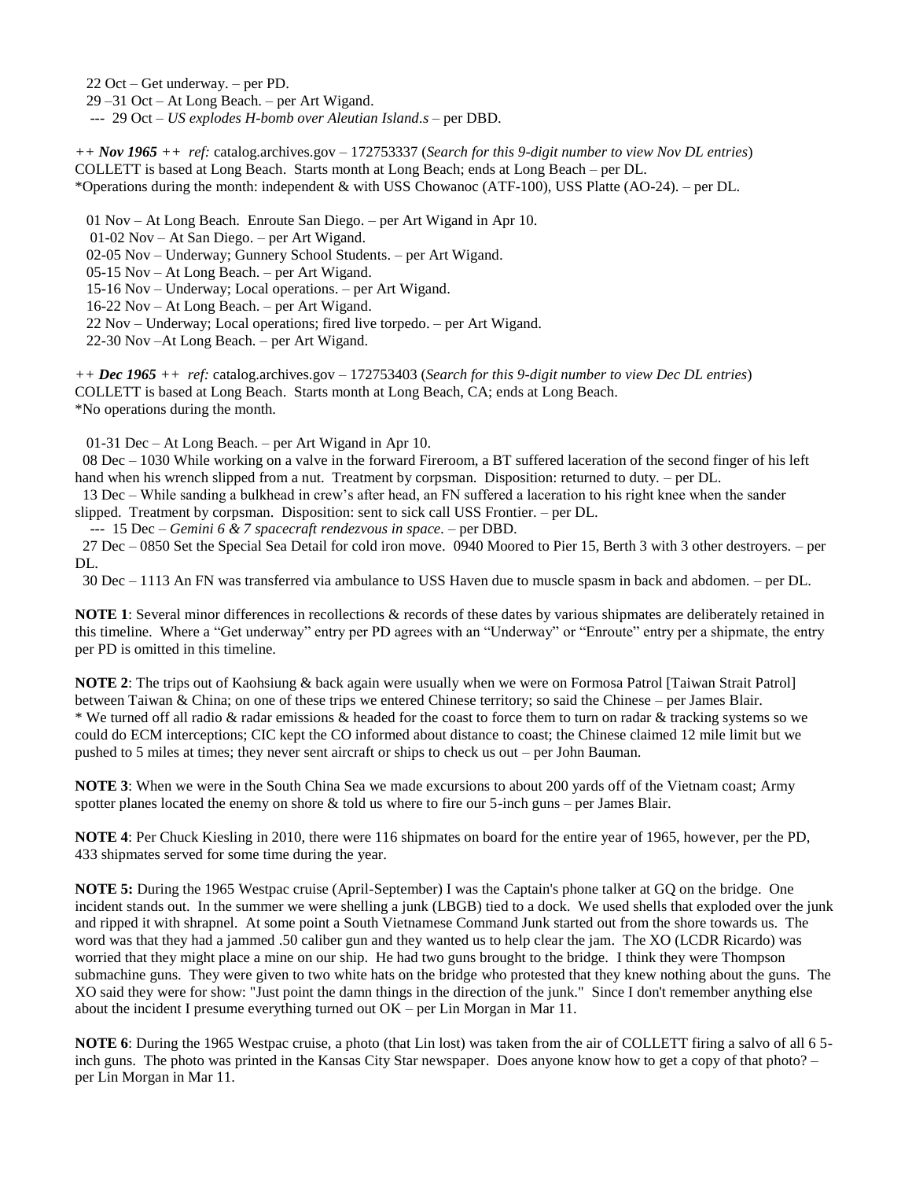22 Oct – Get underway. – per PD.
29 –31 Oct – At Long Beach. – per Art Wigand.
--- 29 Oct – *US explodes H-bomb over Aleutian Island.s* – per DBD.

*++ **Nov 1965** ++ ref:* catalog.archives.gov – 172753337 (*Search for this 9-digit number to view Nov DL entries*)
COLLETT is based at Long Beach. Starts month at Long Beach; ends at Long Beach – per DL.
*Operations during the month: independent & with USS Chowanoc (ATF-100), USS Platte (AO-24). – per DL.

01 Nov – At Long Beach. Enroute San Diego. – per Art Wigand in Apr 10.
01-02 Nov – At San Diego. – per Art Wigand.
02-05 Nov – Underway; Gunnery School Students. – per Art Wigand.
05-15 Nov – At Long Beach. – per Art Wigand.
15-16 Nov – Underway; Local operations. – per Art Wigand.
16-22 Nov – At Long Beach. – per Art Wigand.
22 Nov – Underway; Local operations; fired live torpedo. – per Art Wigand.
22-30 Nov –At Long Beach. – per Art Wigand.

*++ **Dec 1965** ++ ref:* catalog.archives.gov – 172753403 (*Search for this 9-digit number to view Dec DL entries*)
COLLETT is based at Long Beach. Starts month at Long Beach, CA; ends at Long Beach.
*No operations during the month.

01-31 Dec – At Long Beach. – per Art Wigand in Apr 10.
08 Dec – 1030 While working on a valve in the forward Fireroom, a BT suffered laceration of the second finger of his left hand when his wrench slipped from a nut. Treatment by corpsman. Disposition: returned to duty. – per DL.
13 Dec – While sanding a bulkhead in crew's after head, an FN suffered a laceration to his right knee when the sander slipped. Treatment by corpsman. Disposition: sent to sick call USS Frontier. – per DL.
--- 15 Dec – *Gemini 6 & 7 spacecraft rendezvous in space.* – per DBD.
27 Dec – 0850 Set the Special Sea Detail for cold iron move. 0940 Moored to Pier 15, Berth 3 with 3 other destroyers. – per DL.
30 Dec – 1113 An FN was transferred via ambulance to USS Haven due to muscle spasm in back and abdomen. – per DL.

**NOTE 1**: Several minor differences in recollections & records of these dates by various shipmates are deliberately retained in this timeline. Where a "Get underway" entry per PD agrees with an "Underway" or "Enroute" entry per a shipmate, the entry per PD is omitted in this timeline.

**NOTE 2**: The trips out of Kaohsiung & back again were usually when we were on Formosa Patrol [Taiwan Strait Patrol] between Taiwan & China; on one of these trips we entered Chinese territory; so said the Chinese – per James Blair.
* We turned off all radio & radar emissions & headed for the coast to force them to turn on radar & tracking systems so we could do ECM interceptions; CIC kept the CO informed about distance to coast; the Chinese claimed 12 mile limit but we pushed to 5 miles at times; they never sent aircraft or ships to check us out – per John Bauman.

**NOTE 3**: When we were in the South China Sea we made excursions to about 200 yards off of the Vietnam coast; Army spotter planes located the enemy on shore & told us where to fire our 5-inch guns – per James Blair.

**NOTE 4**: Per Chuck Kiesling in 2010, there were 116 shipmates on board for the entire year of 1965, however, per the PD, 433 shipmates served for some time during the year.

**NOTE 5:** During the 1965 Westpac cruise (April-September) I was the Captain's phone talker at GQ on the bridge. One incident stands out. In the summer we were shelling a junk (LBGB) tied to a dock. We used shells that exploded over the junk and ripped it with shrapnel. At some point a South Vietnamese Command Junk started out from the shore towards us. The word was that they had a jammed .50 caliber gun and they wanted us to help clear the jam. The XO (LCDR Ricardo) was worried that they might place a mine on our ship. He had two guns brought to the bridge. I think they were Thompson submachine guns. They were given to two white hats on the bridge who protested that they knew nothing about the guns. The XO said they were for show: "Just point the damn things in the direction of the junk." Since I don't remember anything else about the incident I presume everything turned out OK – per Lin Morgan in Mar 11.

**NOTE 6**: During the 1965 Westpac cruise, a photo (that Lin lost) was taken from the air of COLLETT firing a salvo of all 6 5-inch guns. The photo was printed in the Kansas City Star newspaper. Does anyone know how to get a copy of that photo? – per Lin Morgan in Mar 11.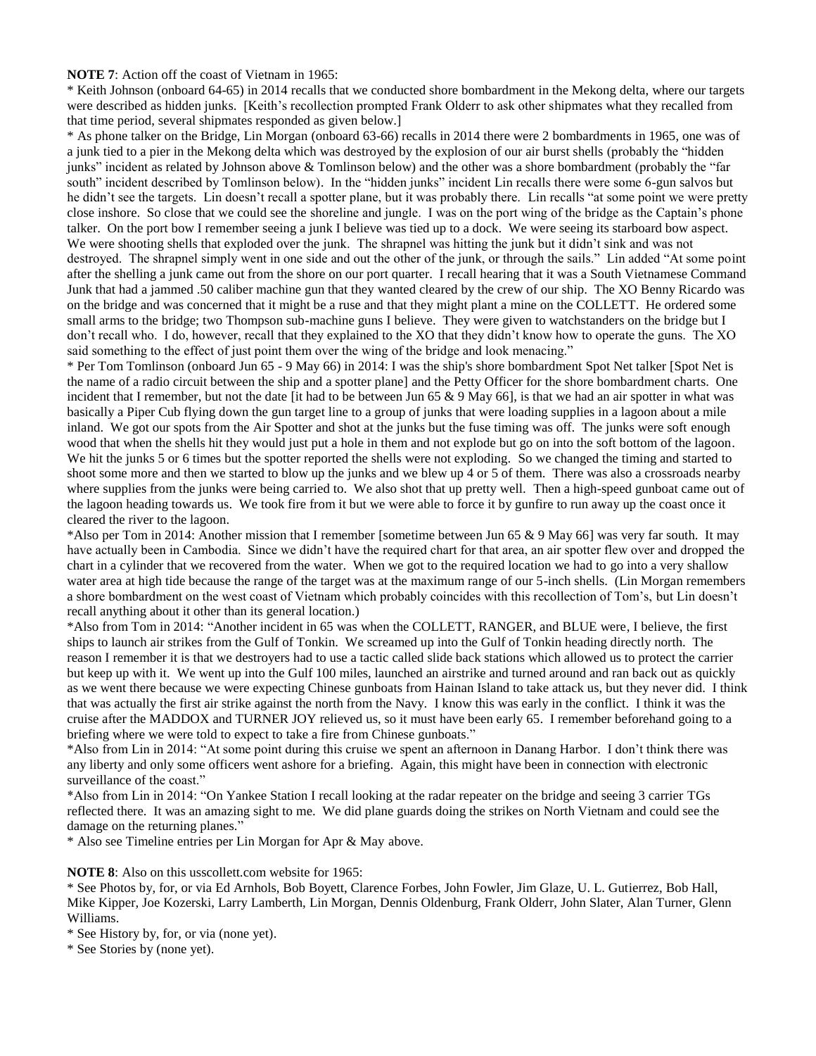**NOTE 7**: Action off the coast of Vietnam in 1965:

* Keith Johnson (onboard 64-65) in 2014 recalls that we conducted shore bombardment in the Mekong delta, where our targets were described as hidden junks. [Keith's recollection prompted Frank Olderr to ask other shipmates what they recalled from that time period, several shipmates responded as given below.]

* As phone talker on the Bridge, Lin Morgan (onboard 63-66) recalls in 2014 there were 2 bombardments in 1965, one was of a junk tied to a pier in the Mekong delta which was destroyed by the explosion of our air burst shells (probably the "hidden junks" incident as related by Johnson above & Tomlinson below) and the other was a shore bombardment (probably the "far south" incident described by Tomlinson below). In the "hidden junks" incident Lin recalls there were some 6-gun salvos but he didn't see the targets. Lin doesn't recall a spotter plane, but it was probably there. Lin recalls "at some point we were pretty close inshore. So close that we could see the shoreline and jungle. I was on the port wing of the bridge as the Captain's phone talker. On the port bow I remember seeing a junk I believe was tied up to a dock. We were seeing its starboard bow aspect. We were shooting shells that exploded over the junk. The shrapnel was hitting the junk but it didn't sink and was not destroyed. The shrapnel simply went in one side and out the other of the junk, or through the sails." Lin added "At some point after the shelling a junk came out from the shore on our port quarter. I recall hearing that it was a South Vietnamese Command Junk that had a jammed .50 caliber machine gun that they wanted cleared by the crew of our ship. The XO Benny Ricardo was on the bridge and was concerned that it might be a ruse and that they might plant a mine on the COLLETT. He ordered some small arms to the bridge; two Thompson sub-machine guns I believe. They were given to watchstanders on the bridge but I don't recall who. I do, however, recall that they explained to the XO that they didn't know how to operate the guns. The XO said something to the effect of just point them over the wing of the bridge and look menacing."

* Per Tom Tomlinson (onboard Jun 65 - 9 May 66) in 2014: I was the ship's shore bombardment Spot Net talker [Spot Net is the name of a radio circuit between the ship and a spotter plane] and the Petty Officer for the shore bombardment charts. One incident that I remember, but not the date [it had to be between Jun 65 & 9 May 66], is that we had an air spotter in what was basically a Piper Cub flying down the gun target line to a group of junks that were loading supplies in a lagoon about a mile inland. We got our spots from the Air Spotter and shot at the junks but the fuse timing was off. The junks were soft enough wood that when the shells hit they would just put a hole in them and not explode but go on into the soft bottom of the lagoon. We hit the junks 5 or 6 times but the spotter reported the shells were not exploding. So we changed the timing and started to shoot some more and then we started to blow up the junks and we blew up 4 or 5 of them. There was also a crossroads nearby where supplies from the junks were being carried to. We also shot that up pretty well. Then a high-speed gunboat came out of the lagoon heading towards us. We took fire from it but we were able to force it by gunfire to run away up the coast once it cleared the river to the lagoon.

*Also per Tom in 2014: Another mission that I remember [sometime between Jun 65 & 9 May 66] was very far south. It may have actually been in Cambodia. Since we didn't have the required chart for that area, an air spotter flew over and dropped the chart in a cylinder that we recovered from the water. When we got to the required location we had to go into a very shallow water area at high tide because the range of the target was at the maximum range of our 5-inch shells. (Lin Morgan remembers a shore bombardment on the west coast of Vietnam which probably coincides with this recollection of Tom's, but Lin doesn't recall anything about it other than its general location.)

*Also from Tom in 2014: "Another incident in 65 was when the COLLETT, RANGER, and BLUE were, I believe, the first ships to launch air strikes from the Gulf of Tonkin. We screamed up into the Gulf of Tonkin heading directly north. The reason I remember it is that we destroyers had to use a tactic called slide back stations which allowed us to protect the carrier but keep up with it. We went up into the Gulf 100 miles, launched an airstrike and turned around and ran back out as quickly as we went there because we were expecting Chinese gunboats from Hainan Island to take attack us, but they never did. I think that was actually the first air strike against the north from the Navy. I know this was early in the conflict. I think it was the cruise after the MADDOX and TURNER JOY relieved us, so it must have been early 65. I remember beforehand going to a briefing where we were told to expect to take a fire from Chinese gunboats."

*Also from Lin in 2014: "At some point during this cruise we spent an afternoon in Danang Harbor. I don't think there was any liberty and only some officers went ashore for a briefing. Again, this might have been in connection with electronic surveillance of the coast."

*Also from Lin in 2014: "On Yankee Station I recall looking at the radar repeater on the bridge and seeing 3 carrier TGs reflected there. It was an amazing sight to me. We did plane guards doing the strikes on North Vietnam and could see the damage on the returning planes."

* Also see Timeline entries per Lin Morgan for Apr & May above.

**NOTE 8**: Also on this usscollett.com website for 1965:

* See Photos by, for, or via Ed Arnhols, Bob Boyett, Clarence Forbes, John Fowler, Jim Glaze, U. L. Gutierrez, Bob Hall, Mike Kipper, Joe Kozerski, Larry Lamberth, Lin Morgan, Dennis Oldenburg, Frank Olderr, John Slater, Alan Turner, Glenn Williams.

* See History by, for, or via (none yet).

* See Stories by (none yet).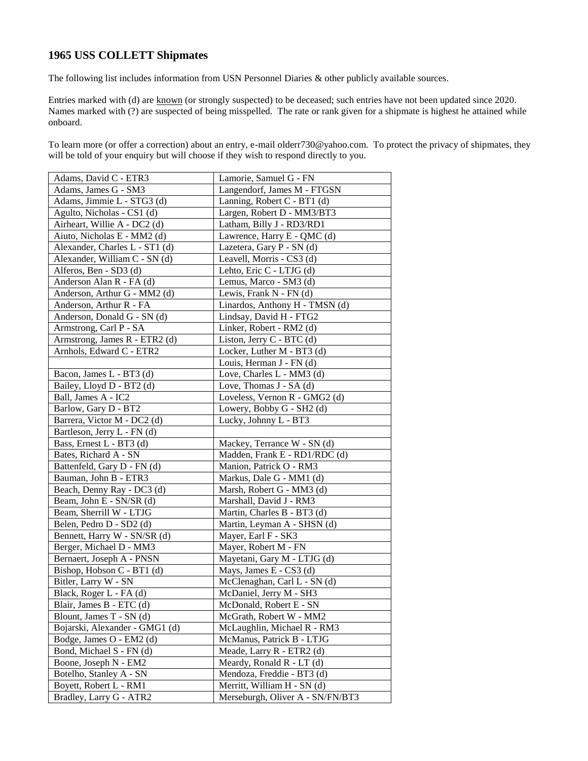## 1965 USS COLLETT Shipmates

The following list includes information from USN Personnel Diaries & other publicly available sources.

Entries marked with (d) are known (or strongly suspected) to be deceased; such entries have not been updated since 2020. Names marked with (?) are suspected of being misspelled. The rate or rank given for a shipmate is highest he attained while onboard.

To learn more (or offer a correction) about an entry, e-mail olderr730@yahoo.com. To protect the privacy of shipmates, they will be told of your enquiry but will choose if they wish to respond directly to you.

| | |
|---|---|
| Adams, David C - ETR3 | Lamorie, Samuel G - FN |
| Adams, James G - SM3 | Langendorf, James M - FTGSN |
| Adams, Jimmie L - STG3 (d) | Lanning, Robert C - BT1 (d) |
| Agulto, Nicholas - CS1 (d) | Largen, Robert D - MM3/BT3 |
| Airheart, Willie A - DC2 (d) | Latham, Billy J - RD3/RD1 |
| Aiuto, Nicholas E - MM2 (d) | Lawrence, Harry E - QMC (d) |
| Alexander, Charles L - ST1 (d) | Lazetera, Gary P - SN (d) |
| Alexander, William C - SN (d) | Leavell, Morris - CS3 (d) |
| Alferos, Ben - SD3 (d) | Lehto, Eric C - LTJG (d) |
| Anderson Alan R - FA (d) | Lemus, Marco - SM3 (d) |
| Anderson, Arthur G - MM2 (d) | Lewis, Frank N - FN (d) |
| Anderson, Arthur R - FA | Linardos, Anthony H - TMSN (d) |
| Anderson, Donald G - SN (d) | Lindsay, David H - FTG2 |
| Armstrong, Carl P - SA | Linker, Robert - RM2 (d) |
| Armstrong, James R - ETR2 (d) | Liston, Jerry C - BTC (d) |
| Arnhols, Edward C - ETR2 | Locker, Luther M - BT3 (d) |
| | Louis, Herman J - FN (d) |
| Bacon, James L - BT3 (d) | Love, Charles L - MM3 (d) |
| Bailey, Lloyd D - BT2 (d) | Love, Thomas J - SA (d) |
| Ball, James A - IC2 | Loveless, Vernon R - GMG2 (d) |
| Barlow, Gary D - BT2 | Lowery, Bobby G - SH2 (d) |
| Barrera, Victor M - DC2 (d) | Lucky, Johnny L - BT3 |
| Bartleson, Jerry L - FN (d) | |
| Bass, Ernest L - BT3 (d) | Mackey, Terrance W - SN (d) |
| Bates, Richard A - SN | Madden, Frank E - RD1/RDC (d) |
| Battenfeld, Gary D - FN (d) | Manion, Patrick O - RM3 |
| Bauman, John B - ETR3 | Markus, Dale G - MM1 (d) |
| Beach, Denny Ray - DC3 (d) | Marsh, Robert G - MM3 (d) |
| Beam, John E - SN/SR (d) | Marshall, David J - RM3 |
| Beam, Sherrill W - LTJG | Martin, Charles B - BT3 (d) |
| Belen, Pedro D - SD2 (d) | Martin, Leyman A - SHSN (d) |
| Bennett, Harry W - SN/SR (d) | Mayer, Earl F - SK3 |
| Berger, Michael D - MM3 | Mayer, Robert M - FN |
| Bernaert, Joseph A - PNSN | Mayetani, Gary M - LTJG (d) |
| Bishop, Hobson C - BT1 (d) | Mays, James E - CS3 (d) |
| Bitler, Larry W - SN | McClenaghan, Carl L - SN (d) |
| Black, Roger L - FA (d) | McDaniel, Jerry M - SH3 |
| Blair, James B - ETC (d) | McDonald, Robert E - SN |
| Blount, James T - SN (d) | McGrath, Robert W - MM2 |
| Bojarski, Alexander - GMG1 (d) | McLaughlin, Michael R - RM3 |
| Bodge, James O - EM2 (d) | McManus, Patrick B - LTJG |
| Bond, Michael S - FN (d) | Meade, Larry R - ETR2 (d) |
| Boone, Joseph N - EM2 | Meardy, Ronald R - LT (d) |
| Botelho, Stanley A - SN | Mendoza, Freddie - BT3 (d) |
| Boyett, Robert L - RM1 | Merritt, William H - SN (d) |
| Bradley, Larry G - ATR2 | Merseburgh, Oliver A - SN/FN/BT3 |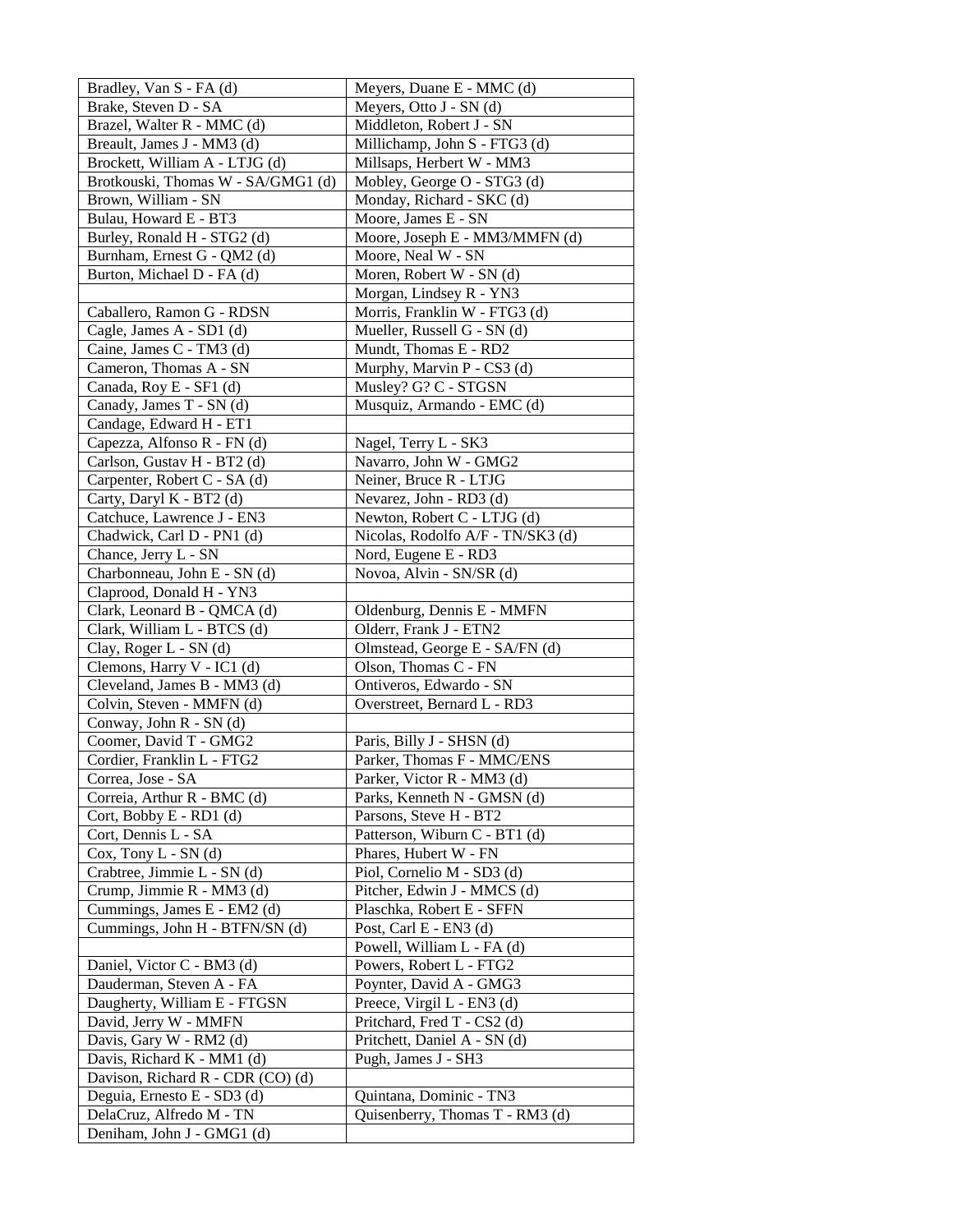| Bradley, Van S - FA (d) | Meyers, Duane E - MMC (d) |
|---|---|
| Brake, Steven D - SA | Meyers, Otto J - SN (d) |
| Brazel, Walter R - MMC (d) | Middleton, Robert J - SN |
| Breault, James J - MM3 (d) | Millichamp, John S - FTG3 (d) |
| Brockett, William A - LTJG (d) | Millsaps, Herbert W - MM3 |
| Brotkouski, Thomas W - SA/GMG1 (d) | Mobley, George O - STG3 (d) |
| Brown, William - SN | Monday, Richard - SKC (d) |
| Bulau, Howard E - BT3 | Moore, James E - SN |
| Burley, Ronald H - STG2 (d) | Moore, Joseph E - MM3/MMFN (d) |
| Burnham, Ernest G - QM2 (d) | Moore, Neal W - SN |
| Burton, Michael D - FA (d) | Moren, Robert W - SN (d) |
| | Morgan, Lindsey R - YN3 |
| Caballero, Ramon G - RDSN | Morris, Franklin W - FTG3 (d) |
| Cagle, James A - SD1 (d) | Mueller, Russell G - SN (d) |
| Caine, James C - TM3 (d) | Mundt, Thomas E - RD2 |
| Cameron, Thomas A - SN | Murphy, Marvin P - CS3 (d) |
| Canada, Roy E - SF1 (d) | Musley? G? C - STGSN |
| Canady, James T - SN (d) | Musquiz, Armando - EMC (d) |
| Candage, Edward H - ET1 | |
| Capezza, Alfonso R - FN (d) | Nagel, Terry L - SK3 |
| Carlson, Gustav H - BT2 (d) | Navarro, John W - GMG2 |
| Carpenter, Robert C - SA (d) | Neiner, Bruce R - LTJG |
| Carty, Daryl K - BT2 (d) | Nevarez, John - RD3 (d) |
| Catchuce, Lawrence J - EN3 | Newton, Robert C - LTJG (d) |
| Chadwick, Carl D - PN1 (d) | Nicolas, Rodolfo A/F - TN/SK3 (d) |
| Chance, Jerry L - SN | Nord, Eugene E - RD3 |
| Charbonneau, John E - SN (d) | Novoa, Alvin - SN/SR (d) |
| Claprood, Donald H - YN3 | |
| Clark, Leonard B - QMCA (d) | Oldenburg, Dennis E - MMFN |
| Clark, William L - BTCS (d) | Olderr, Frank J - ETN2 |
| Clay, Roger L - SN (d) | Olmstead, George E - SA/FN (d) |
| Clemons, Harry V - IC1 (d) | Olson, Thomas C - FN |
| Cleveland, James B - MM3 (d) | Ontiveros, Edwardo - SN |
| Colvin, Steven - MMFN (d) | Overstreet, Bernard L - RD3 |
| Conway, John R - SN (d) | |
| Coomer, David T - GMG2 | Paris, Billy J - SHSN (d) |
| Cordier, Franklin L - FTG2 | Parker, Thomas F - MMC/ENS |
| Correa, Jose - SA | Parker, Victor R - MM3 (d) |
| Correia, Arthur R - BMC (d) | Parks, Kenneth N - GMSN (d) |
| Cort, Bobby E - RD1 (d) | Parsons, Steve H - BT2 |
| Cort, Dennis L - SA | Patterson, Wiburn C - BT1 (d) |
| Cox, Tony L - SN (d) | Phares, Hubert W - FN |
| Crabtree, Jimmie L - SN (d) | Piol, Cornelio M - SD3 (d) |
| Crump, Jimmie R - MM3 (d) | Pitcher, Edwin J - MMCS (d) |
| Cummings, James E - EM2 (d) | Plaschka, Robert E - SFFN |
| Cummings, John H - BTFN/SN (d) | Post, Carl E - EN3 (d) |
| | Powell, William L - FA (d) |
| Daniel, Victor C - BM3 (d) | Powers, Robert L - FTG2 |
| Dauderman, Steven A - FA | Poynter, David A - GMG3 |
| Daugherty, William E - FTGSN | Preece, Virgil L - EN3 (d) |
| David, Jerry W - MMFN | Pritchard, Fred T - CS2 (d) |
| Davis, Gary W - RM2 (d) | Pritchett, Daniel A - SN (d) |
| Davis, Richard K - MM1 (d) | Pugh, James J - SH3 |
| Davison, Richard R - CDR (CO) (d) | |
| Deguia, Ernesto E - SD3 (d) | Quintana, Dominic - TN3 |
| DelaCruz, Alfredo M - TN | Quisenberry, Thomas T - RM3 (d) |
| Deniham, John J - GMG1 (d) | |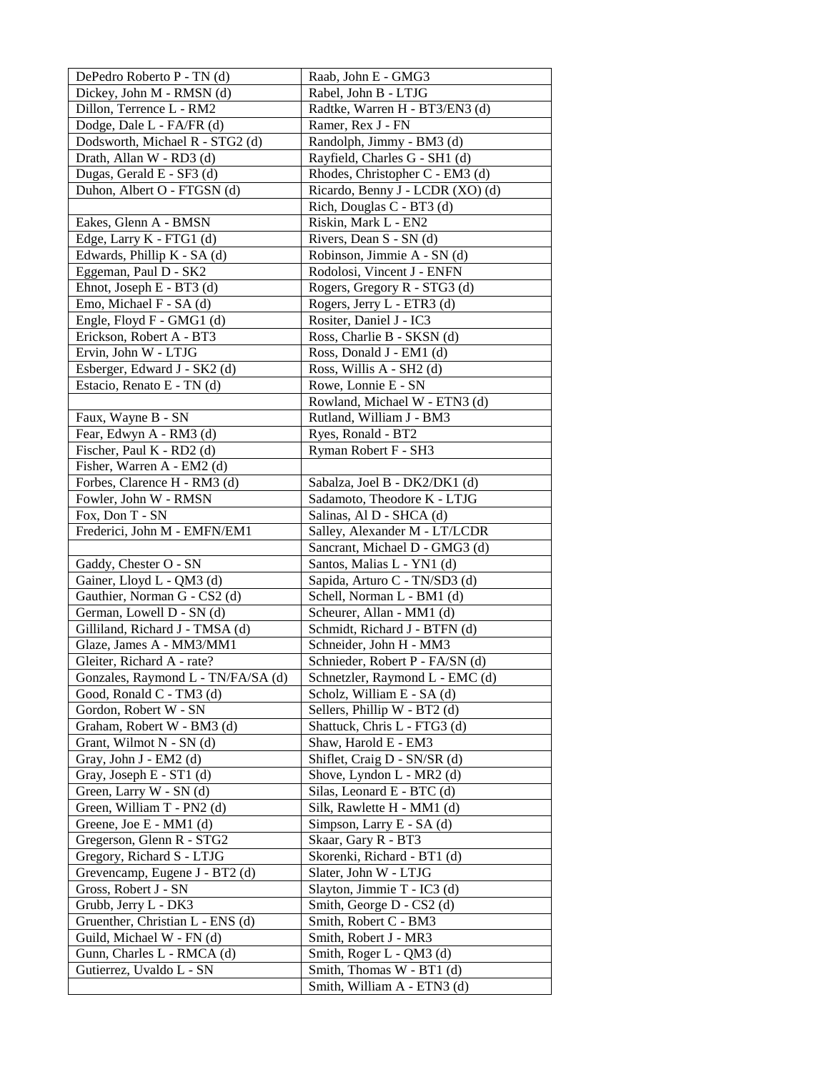| DePedro Roberto P - TN (d) | Raab, John E - GMG3 |
|---|---|
| Dickey, John M - RMSN (d) | Rabel, John B - LTJG |
| Dillon, Terrence L - RM2 | Radtke, Warren H - BT3/EN3 (d) |
| Dodge, Dale L - FA/FR (d) | Ramer, Rex J - FN |
| Dodsworth, Michael R - STG2 (d) | Randolph, Jimmy - BM3 (d) |
| Drath, Allan W - RD3 (d) | Rayfield, Charles G - SH1 (d) |
| Dugas, Gerald E - SF3 (d) | Rhodes, Christopher C - EM3 (d) |
| Duhon, Albert O - FTGSN (d) | Ricardo, Benny J - LCDR (XO) (d) |
| | Rich, Douglas C - BT3 (d) |
| Eakes, Glenn A - BMSN | Riskin, Mark L - EN2 |
| Edge, Larry K - FTG1 (d) | Rivers, Dean S - SN (d) |
| Edwards, Phillip K - SA (d) | Robinson, Jimmie A - SN (d) |
| Eggeman, Paul D - SK2 | Rodolosi, Vincent J - ENFN |
| Ehnot, Joseph E - BT3 (d) | Rogers, Gregory R - STG3 (d) |
| Emo, Michael F - SA (d) | Rogers, Jerry L - ETR3 (d) |
| Engle, Floyd F - GMG1 (d) | Rositer, Daniel J - IC3 |
| Erickson, Robert A - BT3 | Ross, Charlie B - SKSN (d) |
| Ervin, John W - LTJG | Ross, Donald J - EM1 (d) |
| Esberger, Edward J - SK2 (d) | Ross, Willis A - SH2 (d) |
| Estacio, Renato E - TN (d) | Rowe, Lonnie E - SN |
| | Rowland, Michael W - ETN3 (d) |
| Faux, Wayne B - SN | Rutland, William J - BM3 |
| Fear, Edwyn A - RM3 (d) | Ryes, Ronald - BT2 |
| Fischer, Paul K - RD2 (d) | Ryman Robert F - SH3 |
| Fisher, Warren A - EM2 (d) | |
| Forbes, Clarence H - RM3 (d) | Sabalza, Joel B - DK2/DK1 (d) |
| Fowler, John W - RMSN | Sadamoto, Theodore K - LTJG |
| Fox, Don T - SN | Salinas, Al D - SHCA (d) |
| Frederici, John M - EMFN/EM1 | Salley, Alexander M - LT/LCDR |
| | Sancrant, Michael D - GMG3 (d) |
| Gaddy, Chester O - SN | Santos, Malias L - YN1 (d) |
| Gainer, Lloyd L - QM3 (d) | Sapida, Arturo C - TN/SD3 (d) |
| Gauthier, Norman G - CS2 (d) | Schell, Norman L - BM1 (d) |
| German, Lowell D - SN (d) | Scheurer, Allan - MM1 (d) |
| Gilliland, Richard J - TMSA (d) | Schmidt, Richard J - BTFN (d) |
| Glaze, James A - MM3/MM1 | Schneider, John H - MM3 |
| Gleiter, Richard A - rate? | Schnieder, Robert P - FA/SN (d) |
| Gonzales, Raymond L - TN/FA/SA (d) | Schnetzler, Raymond L - EMC (d) |
| Good, Ronald C - TM3 (d) | Scholz, William E - SA (d) |
| Gordon, Robert W - SN | Sellers, Phillip W - BT2 (d) |
| Graham, Robert W - BM3 (d) | Shattuck, Chris L - FTG3 (d) |
| Grant, Wilmot N - SN (d) | Shaw, Harold E - EM3 |
| Gray, John J - EM2 (d) | Shiflet, Craig D - SN/SR (d) |
| Gray, Joseph E - ST1 (d) | Shove, Lyndon L - MR2 (d) |
| Green, Larry W - SN (d) | Silas, Leonard E - BTC (d) |
| Green, William T - PN2 (d) | Silk, Rawlette H - MM1 (d) |
| Greene, Joe E - MM1 (d) | Simpson, Larry E - SA (d) |
| Gregerson, Glenn R - STG2 | Skaar, Gary R - BT3 |
| Gregory, Richard S - LTJG | Skorenki, Richard - BT1 (d) |
| Grevencamp, Eugene J - BT2 (d) | Slater, John W - LTJG |
| Gross, Robert J - SN | Slayton, Jimmie T - IC3 (d) |
| Grubb, Jerry L - DK3 | Smith, George D - CS2 (d) |
| Gruenther, Christian L - ENS (d) | Smith, Robert C - BM3 |
| Guild, Michael W - FN (d) | Smith, Robert J - MR3 |
| Gunn, Charles L - RMCA (d) | Smith, Roger L - QM3 (d) |
| Gutierrez, Uvaldo L - SN | Smith, Thomas W - BT1 (d) |
| | Smith, William A - ETN3 (d) |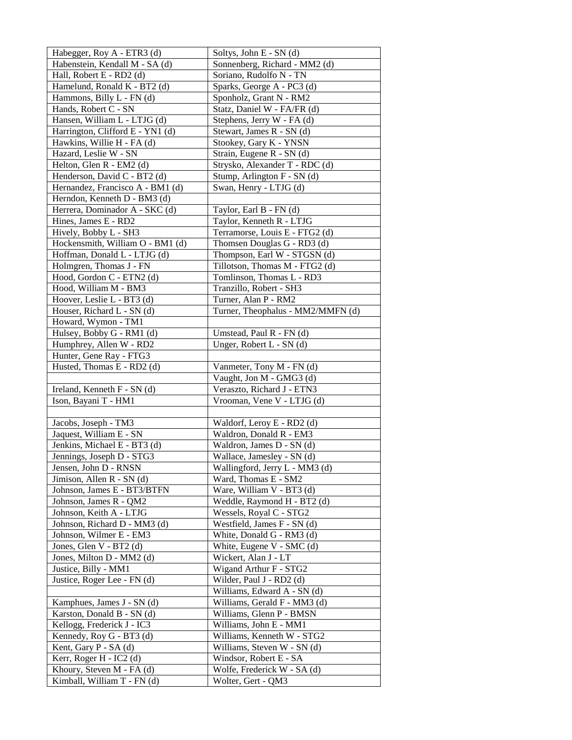| Habegger, Roy A - ETR3 (d) | Soltys, John E - SN (d) |
|---|---|
| Habenstein, Kendall M - SA (d) | Sonnenberg, Richard - MM2 (d) |
| Hall, Robert E - RD2 (d) | Soriano, Rudolfo N - TN |
| Hamelund, Ronald K - BT2 (d) | Sparks, George A - PC3 (d) |
| Hammons, Billy L - FN (d) | Sponholz, Grant N - RM2 |
| Hands, Robert C - SN | Statz, Daniel W - FA/FR (d) |
| Hansen, William L - LTJG (d) | Stephens, Jerry W - FA (d) |
| Harrington, Clifford E - YN1 (d) | Stewart, James R - SN (d) |
| Hawkins, Willie H - FA (d) | Stookey, Gary K - YNSN |
| Hazard, Leslie W - SN | Strain, Eugene R - SN (d) |
| Helton, Glen R - EM2 (d) | Strysko, Alexander T - RDC (d) |
| Henderson, David C - BT2 (d) | Stump, Arlington F - SN (d) |
| Hernandez, Francisco A - BM1 (d) | Swan, Henry - LTJG (d) |
| Herndon, Kenneth D - BM3 (d) | |
| Herrera, Dominador A - SKC (d) | Taylor, Earl B - FN (d) |
| Hines, James E - RD2 | Taylor, Kenneth R - LTJG |
| Hively, Bobby L - SH3 | Terramorse, Louis E - FTG2 (d) |
| Hockensmith, William O - BM1 (d) | Thomsen Douglas G - RD3 (d) |
| Hoffman, Donald L - LTJG (d) | Thompson, Earl W - STGSN (d) |
| Holmgren, Thomas J - FN | Tillotson, Thomas M - FTG2 (d) |
| Hood, Gordon C - ETN2 (d) | Tomlinson, Thomas L - RD3 |
| Hood, William M - BM3 | Tranzillo, Robert - SH3 |
| Hoover, Leslie L - BT3 (d) | Turner, Alan P - RM2 |
| Houser, Richard L - SN (d) | Turner, Theophalus - MM2/MMFN (d) |
| Howard, Wymon - TM1 | |
| Hulsey, Bobby G - RM1 (d) | Umstead, Paul R - FN (d) |
| Humphrey, Allen W - RD2 | Unger, Robert L - SN (d) |
| Hunter, Gene Ray - FTG3 | |
| Husted, Thomas E - RD2 (d) | Vanmeter, Tony M - FN (d) |
| | Vaught, Jon M - GMG3 (d) |
| Ireland, Kenneth F - SN (d) | Veraszto, Richard J - ETN3 |
| Ison, Bayani T - HM1 | Vrooman, Vene V - LTJG (d) |
| | |
| Jacobs, Joseph - TM3 | Waldorf, Leroy E - RD2 (d) |
| Jaquest, William E - SN | Waldron, Donald R - EM3 |
| Jenkins, Michael E - BT3 (d) | Waldron, James D - SN (d) |
| Jennings, Joseph D - STG3 | Wallace, Jamesley - SN (d) |
| Jensen, John D - RNSN | Wallingford, Jerry L - MM3 (d) |
| Jimison, Allen R - SN (d) | Ward, Thomas E - SM2 |
| Johnson, James E - BT3/BTFN | Ware, William V - BT3 (d) |
| Johnson, James R - QM2 | Weddle, Raymond H - BT2 (d) |
| Johnson, Keith A - LTJG | Wessels, Royal C - STG2 |
| Johnson, Richard D - MM3 (d) | Westfield, James F - SN (d) |
| Johnson, Wilmer E - EM3 | White, Donald G - RM3 (d) |
| Jones, Glen V - BT2 (d) | White, Eugene V - SMC (d) |
| Jones, Milton D - MM2 (d) | Wickert, Alan J - LT |
| Justice, Billy - MM1 | Wigand Arthur F - STG2 |
| Justice, Roger Lee - FN (d) | Wilder, Paul J - RD2 (d) |
| | Williams, Edward A - SN (d) |
| Kamphues, James J - SN (d) | Williams, Gerald F - MM3 (d) |
| Karston, Donald B - SN (d) | Williams, Glenn P - BMSN |
| Kellogg, Frederick J - IC3 | Williams, John E - MM1 |
| Kennedy, Roy G - BT3 (d) | Williams, Kenneth W - STG2 |
| Kent, Gary P - SA (d) | Williams, Steven W - SN (d) |
| Kerr, Roger H - IC2 (d) | Windsor, Robert E - SA |
| Khoury, Steven M - FA (d) | Wolfe, Frederick W - SA (d) |
| Kimball, William T - FN (d) | Wolter, Gert - QM3 |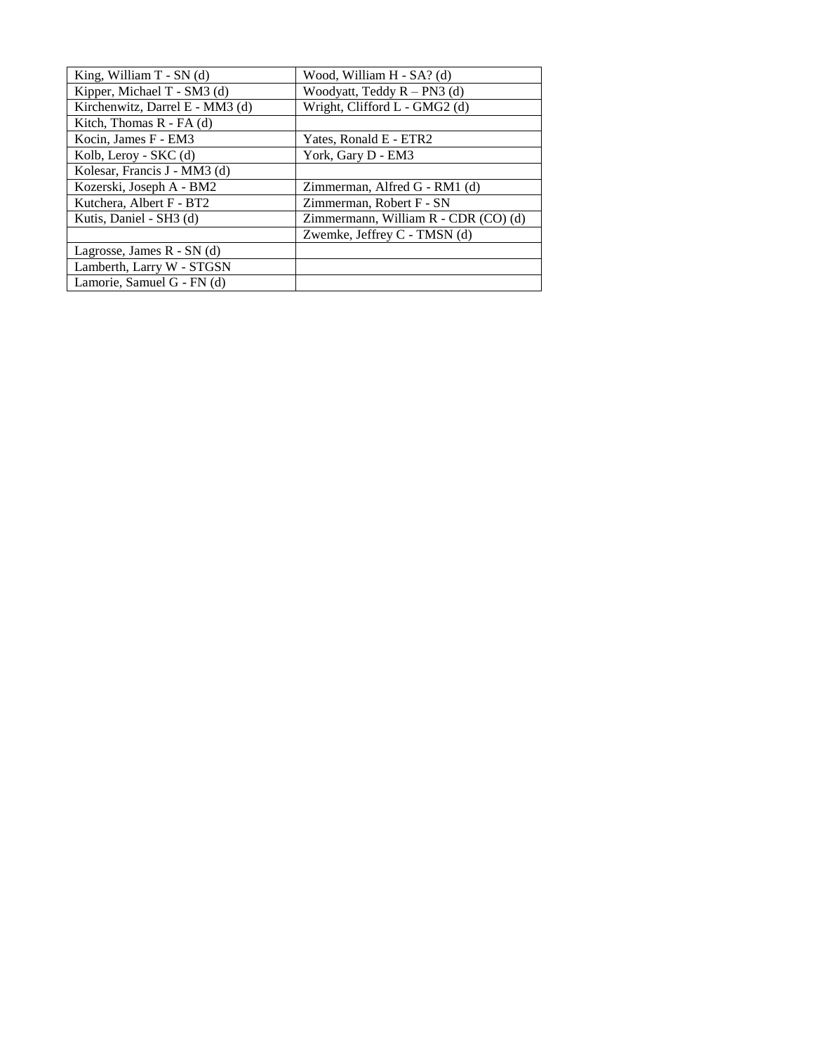| | |
|---|---|
| King, William T - SN (d) | Wood, William H - SA? (d) |
| Kipper, Michael T - SM3 (d) | Woodyatt, Teddy R – PN3 (d) |
| Kirchenwitz, Darrel E - MM3 (d) | Wright, Clifford L - GMG2 (d) |
| Kitch, Thomas R - FA (d) | |
| Kocin, James F - EM3 | Yates, Ronald E - ETR2 |
| Kolb, Leroy - SKC (d) | York, Gary D - EM3 |
| Kolesar, Francis J - MM3 (d) | |
| Kozerski, Joseph A - BM2 | Zimmerman, Alfred G - RM1 (d) |
| Kutchera, Albert F - BT2 | Zimmerman, Robert F - SN |
| Kutis, Daniel - SH3 (d) | Zimmermann, William R - CDR (CO) (d) |
| | Zwemke, Jeffrey C - TMSN (d) |
| Lagrosse, James R - SN (d) | |
| Lamberth, Larry W - STGSN | |
| Lamorie, Samuel G - FN (d) | |